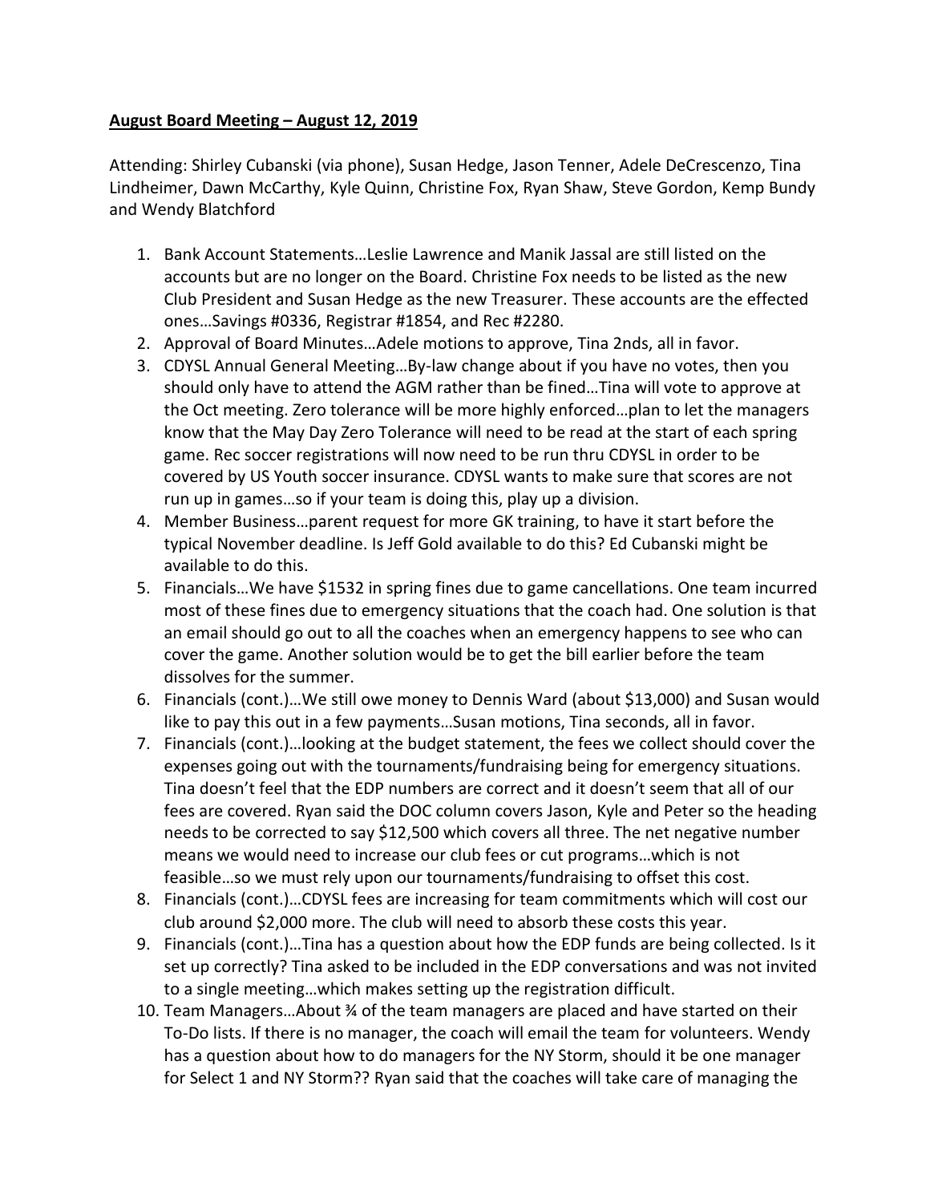**August Board Meeting – August 12, 2019**

Attending: Shirley Cubanski (via phone), Susan Hedge, Jason Tenner, Adele DeCrescenzo, Tina Lindheimer, Dawn McCarthy, Kyle Quinn, Christine Fox, Ryan Shaw, Steve Gordon, Kemp Bundy and Wendy Blatchford

1. Bank Account Statements…Leslie Lawrence and Manik Jassal are still listed on the accounts but are no longer on the Board. Christine Fox needs to be listed as the new Club President and Susan Hedge as the new Treasurer. These accounts are the effected ones…Savings #0336, Registrar #1854, and Rec #2280.
2. Approval of Board Minutes…Adele motions to approve, Tina 2nds, all in favor.
3. CDYSL Annual General Meeting…By-law change about if you have no votes, then you should only have to attend the AGM rather than be fined…Tina will vote to approve at the Oct meeting. Zero tolerance will be more highly enforced…plan to let the managers know that the May Day Zero Tolerance will need to be read at the start of each spring game. Rec soccer registrations will now need to be run thru CDYSL in order to be covered by US Youth soccer insurance. CDYSL wants to make sure that scores are not run up in games…so if your team is doing this, play up a division.
4. Member Business…parent request for more GK training, to have it start before the typical November deadline. Is Jeff Gold available to do this? Ed Cubanski might be available to do this.
5. Financials…We have $1532 in spring fines due to game cancellations. One team incurred most of these fines due to emergency situations that the coach had. One solution is that an email should go out to all the coaches when an emergency happens to see who can cover the game. Another solution would be to get the bill earlier before the team dissolves for the summer.
6. Financials (cont.)…We still owe money to Dennis Ward (about $13,000) and Susan would like to pay this out in a few payments…Susan motions, Tina seconds, all in favor.
7. Financials (cont.)…looking at the budget statement, the fees we collect should cover the expenses going out with the tournaments/fundraising being for emergency situations. Tina doesn't feel that the EDP numbers are correct and it doesn't seem that all of our fees are covered. Ryan said the DOC column covers Jason, Kyle and Peter so the heading needs to be corrected to say $12,500 which covers all three. The net negative number means we would need to increase our club fees or cut programs…which is not feasible…so we must rely upon our tournaments/fundraising to offset this cost.
8. Financials (cont.)…CDYSL fees are increasing for team commitments which will cost our club around $2,000 more. The club will need to absorb these costs this year.
9. Financials (cont.)…Tina has a question about how the EDP funds are being collected. Is it set up correctly? Tina asked to be included in the EDP conversations and was not invited to a single meeting…which makes setting up the registration difficult.
10. Team Managers…About ¾ of the team managers are placed and have started on their To-Do lists. If there is no manager, the coach will email the team for volunteers. Wendy has a question about how to do managers for the NY Storm, should it be one manager for Select 1 and NY Storm?? Ryan said that the coaches will take care of managing the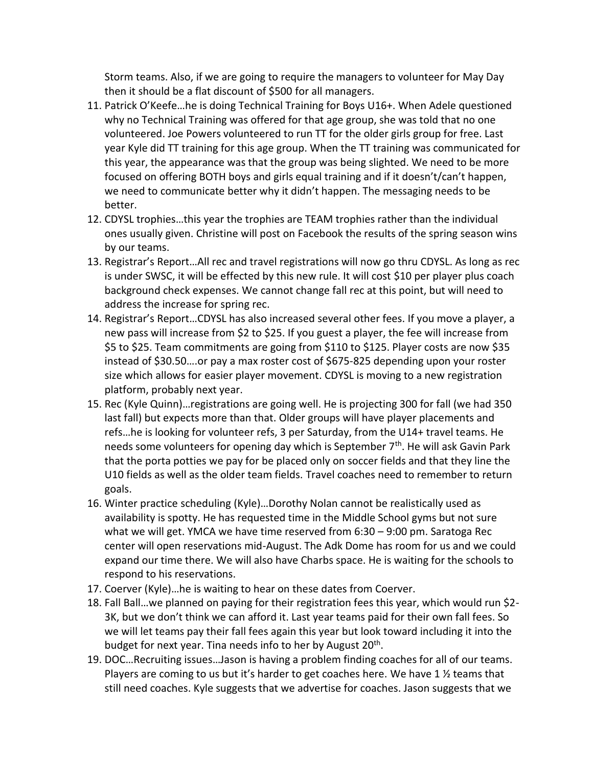Storm teams. Also, if we are going to require the managers to volunteer for May Day then it should be a flat discount of $500 for all managers.

11. Patrick O'Keefe…he is doing Technical Training for Boys U16+. When Adele questioned why no Technical Training was offered for that age group, she was told that no one volunteered. Joe Powers volunteered to run TT for the older girls group for free. Last year Kyle did TT training for this age group. When the TT training was communicated for this year, the appearance was that the group was being slighted. We need to be more focused on offering BOTH boys and girls equal training and if it doesn't/can't happen, we need to communicate better why it didn't happen. The messaging needs to be better.
12. CDYSL trophies…this year the trophies are TEAM trophies rather than the individual ones usually given. Christine will post on Facebook the results of the spring season wins by our teams.
13. Registrar's Report…All rec and travel registrations will now go thru CDYSL. As long as rec is under SWSC, it will be effected by this new rule. It will cost $10 per player plus coach background check expenses. We cannot change fall rec at this point, but will need to address the increase for spring rec.
14. Registrar's Report…CDYSL has also increased several other fees. If you move a player, a new pass will increase from $2 to $25. If you guest a player, the fee will increase from $5 to $25. Team commitments are going from $110 to $125. Player costs are now $35 instead of $30.50….or pay a max roster cost of $675-825 depending upon your roster size which allows for easier player movement. CDYSL is moving to a new registration platform, probably next year.
15. Rec (Kyle Quinn)…registrations are going well. He is projecting 300 for fall (we had 350 last fall) but expects more than that. Older groups will have player placements and refs…he is looking for volunteer refs, 3 per Saturday, from the U14+ travel teams. He needs some volunteers for opening day which is September 7th. He will ask Gavin Park that the porta potties we pay for be placed only on soccer fields and that they line the U10 fields as well as the older team fields. Travel coaches need to remember to return goals.
16. Winter practice scheduling (Kyle)…Dorothy Nolan cannot be realistically used as availability is spotty. He has requested time in the Middle School gyms but not sure what we will get. YMCA we have time reserved from 6:30 – 9:00 pm. Saratoga Rec center will open reservations mid-August. The Adk Dome has room for us and we could expand our time there. We will also have Charbs space. He is waiting for the schools to respond to his reservations.
17. Coerver (Kyle)…he is waiting to hear on these dates from Coerver.
18. Fall Ball…we planned on paying for their registration fees this year, which would run $2-3K, but we don't think we can afford it. Last year teams paid for their own fall fees. So we will let teams pay their fall fees again this year but look toward including it into the budget for next year. Tina needs info to her by August 20th.
19. DOC…Recruiting issues…Jason is having a problem finding coaches for all of our teams. Players are coming to us but it's harder to get coaches here. We have 1 ½ teams that still need coaches. Kyle suggests that we advertise for coaches. Jason suggests that we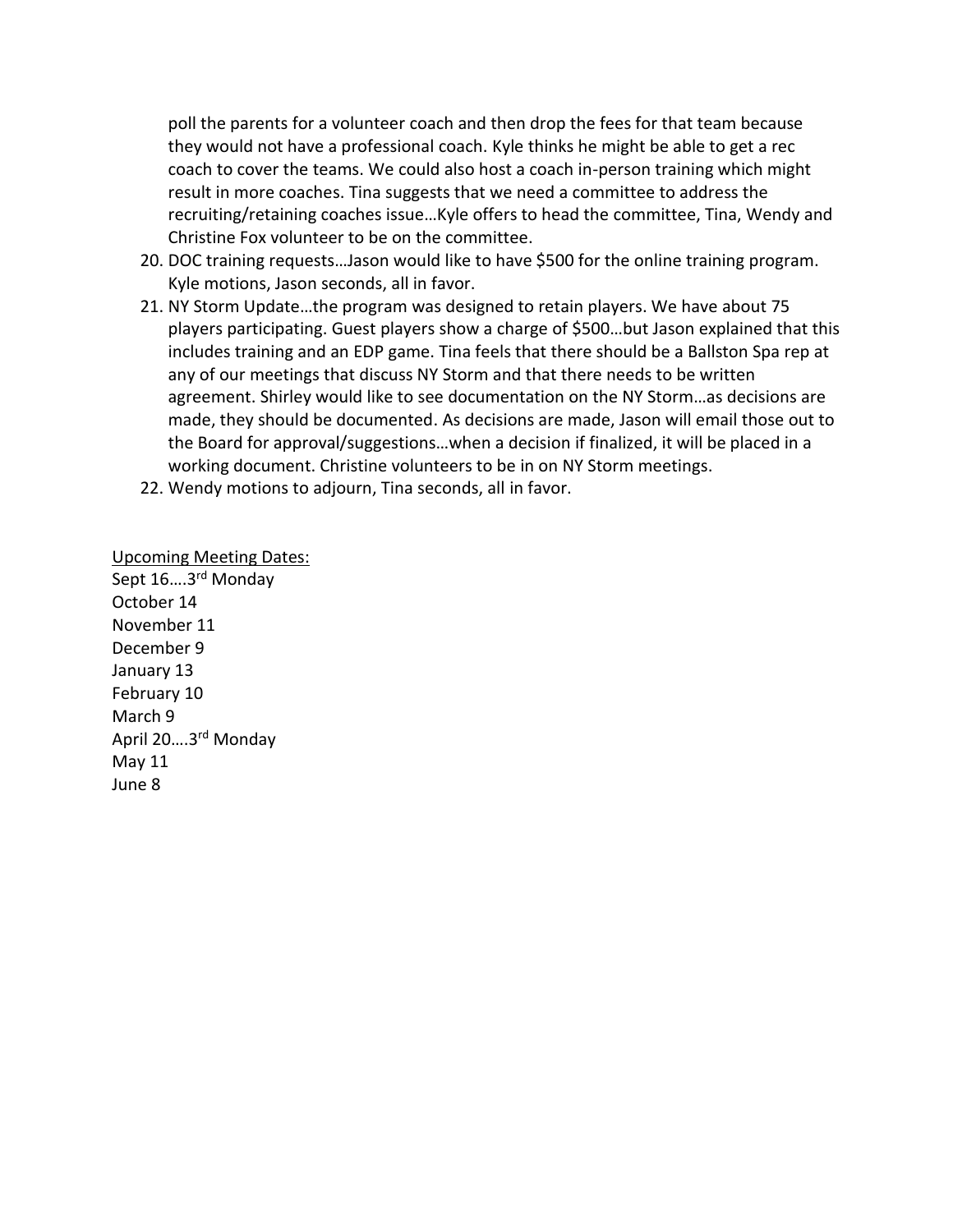poll the parents for a volunteer coach and then drop the fees for that team because they would not have a professional coach. Kyle thinks he might be able to get a rec coach to cover the teams. We could also host a coach in-person training which might result in more coaches. Tina suggests that we need a committee to address the recruiting/retaining coaches issue…Kyle offers to head the committee, Tina, Wendy and Christine Fox volunteer to be on the committee.

20. DOC training requests…Jason would like to have $500 for the online training program. Kyle motions, Jason seconds, all in favor.
21. NY Storm Update…the program was designed to retain players. We have about 75 players participating. Guest players show a charge of $500…but Jason explained that this includes training and an EDP game. Tina feels that there should be a Ballston Spa rep at any of our meetings that discuss NY Storm and that there needs to be written agreement. Shirley would like to see documentation on the NY Storm…as decisions are made, they should be documented. As decisions are made, Jason will email those out to the Board for approval/suggestions…when a decision if finalized, it will be placed in a working document. Christine volunteers to be in on NY Storm meetings.
22. Wendy motions to adjourn, Tina seconds, all in favor.

<u>Upcoming Meeting Dates:</u>

Sept 16….3rd Monday
October 14
November 11
December 9
January 13
February 10
March 9
April 20….3rd Monday
May 11
June 8